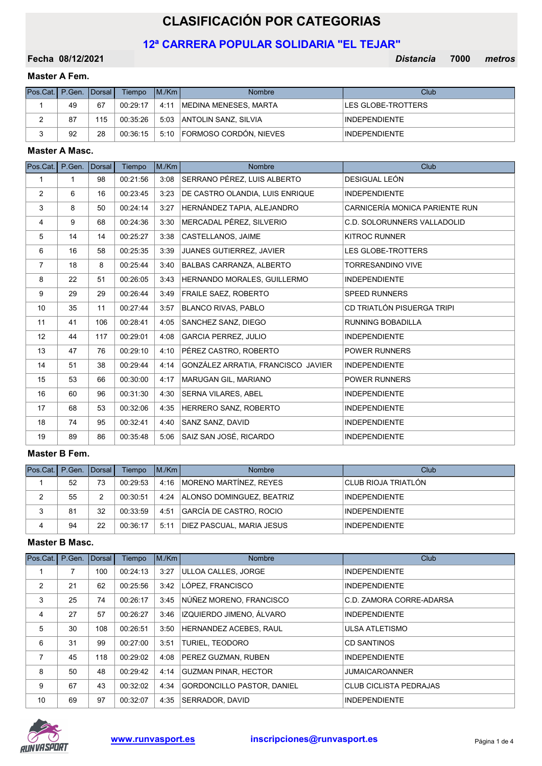# CLASIFICACIÓN POR CATEGORIAS

## 12ª CARRERA POPULAR SOLIDARIA "EL TEJAR"

**Fecha 08/12/2021** — ***Distancia*** **7000** ***metros***

### Master A Fem.

| Pos.Cat. | P.Gen. | Dorsal | Tiempo | M./Km | Nombre | Club |
|---|---|---|---|---|---|---|
| 1 | 49 | 67 | 00:29:17 | 4:11 | MEDINA MENESES, MARTA | LES GLOBE-TROTTERS |
| 2 | 87 | 115 | 00:35:26 | 5:03 | ANTOLIN SANZ, SILVIA | INDEPENDIENTE |
| 3 | 92 | 28 | 00:36:15 | 5:10 | FORMOSO CORDÓN, NIEVES | INDEPENDIENTE |

### Master A Masc.

| Pos.Cat. | P.Gen. | Dorsal | Tiempo | M./Km | Nombre | Club |
|---|---|---|---|---|---|---|
| 1 | 1 | 98 | 00:21:56 | 3:08 | SERRANO PÉREZ, LUIS ALBERTO | DESIGUAL LEÓN |
| 2 | 6 | 16 | 00:23:45 | 3:23 | DE CASTRO OLANDIA, LUIS ENRIQUE | INDEPENDIENTE |
| 3 | 8 | 50 | 00:24:14 | 3:27 | HERNÁNDEZ TAPIA, ALEJANDRO | CARNICERÍA MONICA PARIENTE RUN |
| 4 | 9 | 68 | 00:24:36 | 3:30 | MERCADAL PÉREZ, SILVERIO | C.D. SOLORUNNERS VALLADOLID |
| 5 | 14 | 14 | 00:25:27 | 3:38 | CASTELLANOS, JAIME | KITROC RUNNER |
| 6 | 16 | 58 | 00:25:35 | 3:39 | JUANES GUTIERREZ, JAVIER | LES GLOBE-TROTTERS |
| 7 | 18 | 8 | 00:25:44 | 3:40 | BALBAS CARRANZA, ALBERTO | TORRESANDINO VIVE |
| 8 | 22 | 51 | 00:26:05 | 3:43 | HERNANDO MORALES, GUILLERMO | INDEPENDIENTE |
| 9 | 29 | 29 | 00:26:44 | 3:49 | FRAILE SAEZ, ROBERTO | SPEED RUNNERS |
| 10 | 35 | 11 | 00:27:44 | 3:57 | BLANCO RIVAS, PABLO | CD TRIATLÓN PISUERGA TRIPI |
| 11 | 41 | 106 | 00:28:41 | 4:05 | SANCHEZ SANZ, DIEGO | RUNNING BOBADILLA |
| 12 | 44 | 117 | 00:29:01 | 4:08 | GARCIA PERREZ, JULIO | INDEPENDIENTE |
| 13 | 47 | 76 | 00:29:10 | 4:10 | PÉREZ CASTRO, ROBERTO | POWER RUNNERS |
| 14 | 51 | 38 | 00:29:44 | 4:14 | GONZÁLEZ ARRATIA, FRANCISCO JAVIER | INDEPENDIENTE |
| 15 | 53 | 66 | 00:30:00 | 4:17 | MARUGAN GIL, MARIANO | POWER RUNNERS |
| 16 | 60 | 96 | 00:31:30 | 4:30 | SERNA VILARES, ABEL | INDEPENDIENTE |
| 17 | 68 | 53 | 00:32:06 | 4:35 | HERRERO SANZ, ROBERTO | INDEPENDIENTE |
| 18 | 74 | 95 | 00:32:41 | 4:40 | SANZ SANZ, DAVID | INDEPENDIENTE |
| 19 | 89 | 86 | 00:35:48 | 5:06 | SAIZ SAN JOSÉ, RICARDO | INDEPENDIENTE |

### Master B Fem.

| Pos.Cat. | P.Gen. | Dorsal | Tiempo | M./Km | Nombre | Club |
|---|---|---|---|---|---|---|
| 1 | 52 | 73 | 00:29:53 | 4:16 | MORENO MARTÍNEZ, REYES | CLUB RIOJA TRIATLÓN |
| 2 | 55 | 2 | 00:30:51 | 4:24 | ALONSO DOMINGUEZ, BEATRIZ | INDEPENDIENTE |
| 3 | 81 | 32 | 00:33:59 | 4:51 | GARCÍA DE CASTRO, ROCIO | INDEPENDIENTE |
| 4 | 94 | 22 | 00:36:17 | 5:11 | DIEZ PASCUAL, MARIA JESUS | INDEPENDIENTE |

### Master B Masc.

| Pos.Cat. | P.Gen. | Dorsal | Tiempo | M./Km | Nombre | Club |
|---|---|---|---|---|---|---|
| 1 | 7 | 100 | 00:24:13 | 3:27 | ULLOA CALLES, JORGE | INDEPENDIENTE |
| 2 | 21 | 62 | 00:25:56 | 3:42 | LÓPEZ, FRANCISCO | INDEPENDIENTE |
| 3 | 25 | 74 | 00:26:17 | 3:45 | NÚÑEZ MORENO, FRANCISCO | C.D. ZAMORA CORRE-ADARSA |
| 4 | 27 | 57 | 00:26:27 | 3:46 | IZQUIERDO JIMENO, ÁLVARO | INDEPENDIENTE |
| 5 | 30 | 108 | 00:26:51 | 3:50 | HERNANDEZ ACEBES, RAUL | ULSA ATLETISMO |
| 6 | 31 | 99 | 00:27:00 | 3:51 | TURIEL, TEODORO | CD SANTINOS |
| 7 | 45 | 118 | 00:29:02 | 4:08 | PEREZ GUZMAN, RUBEN | INDEPENDIENTE |
| 8 | 50 | 48 | 00:29:42 | 4:14 | GUZMAN PINAR, HECTOR | JUMAICAROANNER |
| 9 | 67 | 43 | 00:32:02 | 4:34 | GORDONCILLO PASTOR, DANIEL | CLUB CICLISTA PEDRAJAS |
| 10 | 69 | 97 | 00:32:07 | 4:35 | SERRADOR, DAVID | INDEPENDIENTE |

www.runvasport.es — inscripciones@runvasport.es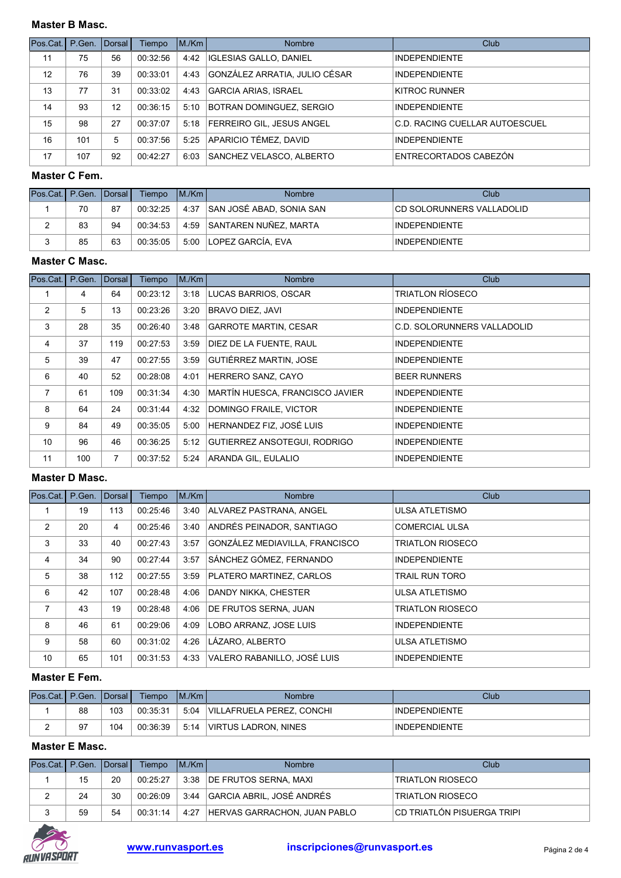### Master B Masc.

| Pos.Cat. | P.Gen. | Dorsal | Tiempo | M./Km | Nombre | Club |
|---|---|---|---|---|---|---|
| 11 | 75 | 56 | 00:32:56 | 4:42 | IGLESIAS GALLO, DANIEL | INDEPENDIENTE |
| 12 | 76 | 39 | 00:33:01 | 4:43 | GONZÁLEZ ARRATIA, JULIO CÉSAR | INDEPENDIENTE |
| 13 | 77 | 31 | 00:33:02 | 4:43 | GARCIA ARIAS, ISRAEL | KITROC RUNNER |
| 14 | 93 | 12 | 00:36:15 | 5:10 | BOTRAN DOMINGUEZ, SERGIO | INDEPENDIENTE |
| 15 | 98 | 27 | 00:37:07 | 5:18 | FERREIRO GIL, JESUS ANGEL | C.D. RACING CUELLAR AUTOESCUEL |
| 16 | 101 | 5 | 00:37:56 | 5:25 | APARICIO TÉMEZ, DAVID | INDEPENDIENTE |
| 17 | 107 | 92 | 00:42:27 | 6:03 | SANCHEZ VELASCO, ALBERTO | ENTRECORTADOS CABEZÓN |

### Master C Fem.

| Pos.Cat. | P.Gen. | Dorsal | Tiempo | M./Km | Nombre | Club |
|---|---|---|---|---|---|---|
| 1 | 70 | 87 | 00:32:25 | 4:37 | SAN JOSÉ ABAD, SONIA SAN | CD SOLORUNNERS VALLADOLID |
| 2 | 83 | 94 | 00:34:53 | 4:59 | SANTAREN NUÑEZ, MARTA | INDEPENDIENTE |
| 3 | 85 | 63 | 00:35:05 | 5:00 | LOPEZ GARCÍA, EVA | INDEPENDIENTE |

### Master C Masc.

| Pos.Cat. | P.Gen. | Dorsal | Tiempo | M./Km | Nombre | Club |
|---|---|---|---|---|---|---|
| 1 | 4 | 64 | 00:23:12 | 3:18 | LUCAS BARRIOS, OSCAR | TRIATLON RÍOSECO |
| 2 | 5 | 13 | 00:23:26 | 3:20 | BRAVO DIEZ, JAVI | INDEPENDIENTE |
| 3 | 28 | 35 | 00:26:40 | 3:48 | GARROTE MARTIN, CESAR | C.D. SOLORUNNERS VALLADOLID |
| 4 | 37 | 119 | 00:27:53 | 3:59 | DIEZ DE LA FUENTE, RAUL | INDEPENDIENTE |
| 5 | 39 | 47 | 00:27:55 | 3:59 | GUTIÉRREZ MARTIN, JOSE | INDEPENDIENTE |
| 6 | 40 | 52 | 00:28:08 | 4:01 | HERRERO SANZ, CAYO | BEER RUNNERS |
| 7 | 61 | 109 | 00:31:34 | 4:30 | MARTÍN HUESCA, FRANCISCO JAVIER | INDEPENDIENTE |
| 8 | 64 | 24 | 00:31:44 | 4:32 | DOMINGO FRAILE, VICTOR | INDEPENDIENTE |
| 9 | 84 | 49 | 00:35:05 | 5:00 | HERNANDEZ FIZ, JOSÉ LUIS | INDEPENDIENTE |
| 10 | 96 | 46 | 00:36:25 | 5:12 | GUTIERREZ ANSOTEGUI, RODRIGO | INDEPENDIENTE |
| 11 | 100 | 7 | 00:37:52 | 5:24 | ARANDA GIL, EULALIO | INDEPENDIENTE |

### Master D Masc.

| Pos.Cat. | P.Gen. | Dorsal | Tiempo | M./Km | Nombre | Club |
|---|---|---|---|---|---|---|
| 1 | 19 | 113 | 00:25:46 | 3:40 | ALVAREZ PASTRANA, ANGEL | ULSA ATLETISMO |
| 2 | 20 | 4 | 00:25:46 | 3:40 | ANDRÉS PEINADOR, SANTIAGO | COMERCIAL ULSA |
| 3 | 33 | 40 | 00:27:43 | 3:57 | GONZÁLEZ MEDIAVILLA, FRANCISCO | TRIATLON RIOSECO |
| 4 | 34 | 90 | 00:27:44 | 3:57 | SÁNCHEZ GÓMEZ, FERNANDO | INDEPENDIENTE |
| 5 | 38 | 112 | 00:27:55 | 3:59 | PLATERO MARTINEZ, CARLOS | TRAIL RUN TORO |
| 6 | 42 | 107 | 00:28:48 | 4:06 | DANDY NIKKA, CHESTER | ULSA ATLETISMO |
| 7 | 43 | 19 | 00:28:48 | 4:06 | DE FRUTOS SERNA, JUAN | TRIATLON RIOSECO |
| 8 | 46 | 61 | 00:29:06 | 4:09 | LOBO ARRANZ, JOSE LUIS | INDEPENDIENTE |
| 9 | 58 | 60 | 00:31:02 | 4:26 | LÁZARO, ALBERTO | ULSA ATLETISMO |
| 10 | 65 | 101 | 00:31:53 | 4:33 | VALERO RABANILLO, JOSÉ LUIS | INDEPENDIENTE |

### Master E Fem.

| Pos.Cat. | P.Gen. | Dorsal | Tiempo | M./Km | Nombre | Club |
|---|---|---|---|---|---|---|
| 1 | 88 | 103 | 00:35:31 | 5:04 | VILLAFRUELA PEREZ, CONCHI | INDEPENDIENTE |
| 2 | 97 | 104 | 00:36:39 | 5:14 | VIRTUS LADRON, NINES | INDEPENDIENTE |

### Master E Masc.

| Pos.Cat. | P.Gen. | Dorsal | Tiempo | M./Km | Nombre | Club |
|---|---|---|---|---|---|---|
| 1 | 15 | 20 | 00:25:27 | 3:38 | DE FRUTOS SERNA, MAXI | TRIATLON RIOSECO |
| 2 | 24 | 30 | 00:26:09 | 3:44 | GARCIA ABRIL, JOSÉ ANDRÉS | TRIATLON RIOSECO |
| 3 | 59 | 54 | 00:31:14 | 4:27 | HERVAS GARRACHON, JUAN PABLO | CD TRIATLÓN PISUERGA TRIPI |

www.runvasport.es    inscripciones@runvasport.es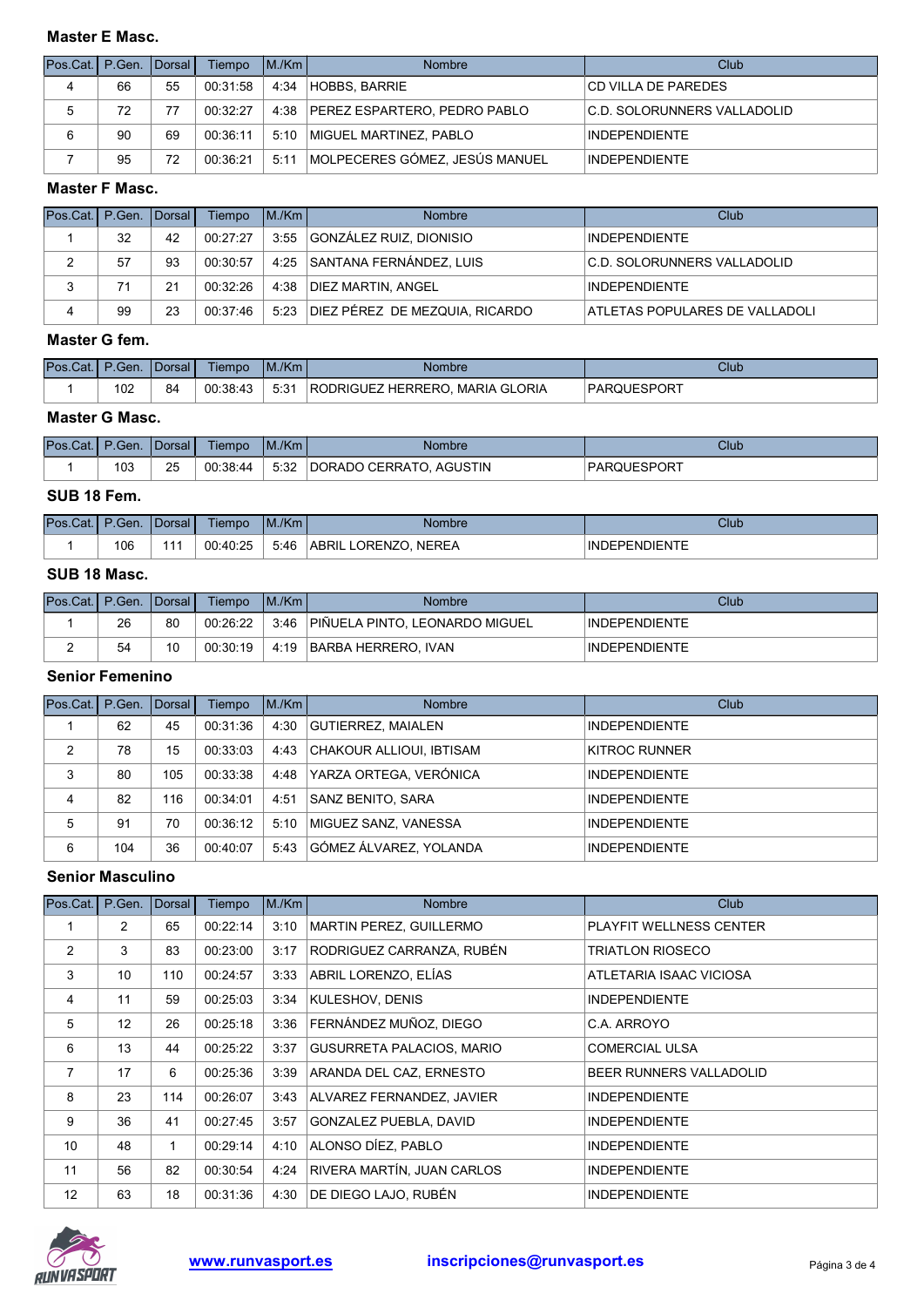### Master E Masc.

| Pos.Cat. | P.Gen. | Dorsal | Tiempo | M./Km | Nombre | Club |
|---|---|---|---|---|---|---|
| 4 | 66 | 55 | 00:31:58 | 4:34 | HOBBS, BARRIE | CD VILLA DE PAREDES |
| 5 | 72 | 77 | 00:32:27 | 4:38 | PEREZ ESPARTERO, PEDRO PABLO | C.D. SOLORUNNERS VALLADOLID |
| 6 | 90 | 69 | 00:36:11 | 5:10 | MIGUEL MARTINEZ, PABLO | INDEPENDIENTE |
| 7 | 95 | 72 | 00:36:21 | 5:11 | MOLPECERES GÓMEZ, JESÚS MANUEL | INDEPENDIENTE |

### Master F Masc.

| Pos.Cat. | P.Gen. | Dorsal | Tiempo | M./Km | Nombre | Club |
|---|---|---|---|---|---|---|
| 1 | 32 | 42 | 00:27:27 | 3:55 | GONZÁLEZ RUIZ, DIONISIO | INDEPENDIENTE |
| 2 | 57 | 93 | 00:30:57 | 4:25 | SANTANA FERNÁNDEZ, LUIS | C.D. SOLORUNNERS VALLADOLID |
| 3 | 71 | 21 | 00:32:26 | 4:38 | DIEZ MARTIN, ANGEL | INDEPENDIENTE |
| 4 | 99 | 23 | 00:37:46 | 5:23 | DIEZ PÉREZ DE MEZQUIA, RICARDO | ATLETAS POPULARES DE VALLADOLI |

### Master G fem.

| Pos.Cat. | P.Gen. | Dorsal | Tiempo | M./Km | Nombre | Club |
|---|---|---|---|---|---|---|
| 1 | 102 | 84 | 00:38:43 | 5:31 | RODRIGUEZ HERRERO, MARIA GLORIA | PARQUESPORT |

### Master G Masc.

| Pos.Cat. | P.Gen. | Dorsal | Tiempo | M./Km | Nombre | Club |
|---|---|---|---|---|---|---|
| 1 | 103 | 25 | 00:38:44 | 5:32 | DORADO CERRATO, AGUSTIN | PARQUESPORT |

### SUB 18 Fem.

| Pos.Cat. | P.Gen. | Dorsal | Tiempo | M./Km | Nombre | Club |
|---|---|---|---|---|---|---|
| 1 | 106 | 111 | 00:40:25 | 5:46 | ABRIL LORENZO, NEREA | INDEPENDIENTE |

### SUB 18 Masc.

| Pos.Cat. | P.Gen. | Dorsal | Tiempo | M./Km | Nombre | Club |
|---|---|---|---|---|---|---|
| 1 | 26 | 80 | 00:26:22 | 3:46 | PIÑUELA PINTO, LEONARDO MIGUEL | INDEPENDIENTE |
| 2 | 54 | 10 | 00:30:19 | 4:19 | BARBA HERRERO, IVAN | INDEPENDIENTE |

### Senior Femenino

| Pos.Cat. | P.Gen. | Dorsal | Tiempo | M./Km | Nombre | Club |
|---|---|---|---|---|---|---|
| 1 | 62 | 45 | 00:31:36 | 4:30 | GUTIERREZ, MAIALEN | INDEPENDIENTE |
| 2 | 78 | 15 | 00:33:03 | 4:43 | CHAKOUR ALLIOUI, IBTISAM | KITROC RUNNER |
| 3 | 80 | 105 | 00:33:38 | 4:48 | YARZA ORTEGA, VERÓNICA | INDEPENDIENTE |
| 4 | 82 | 116 | 00:34:01 | 4:51 | SANZ BENITO, SARA | INDEPENDIENTE |
| 5 | 91 | 70 | 00:36:12 | 5:10 | MIGUEZ SANZ, VANESSA | INDEPENDIENTE |
| 6 | 104 | 36 | 00:40:07 | 5:43 | GÓMEZ ÁLVAREZ, YOLANDA | INDEPENDIENTE |

### Senior Masculino

| Pos.Cat. | P.Gen. | Dorsal | Tiempo | M./Km | Nombre | Club |
|---|---|---|---|---|---|---|
| 1 | 2 | 65 | 00:22:14 | 3:10 | MARTIN PEREZ, GUILLERMO | PLAYFIT WELLNESS CENTER |
| 2 | 3 | 83 | 00:23:00 | 3:17 | RODRIGUEZ CARRANZA, RUBÉN | TRIATLON RIOSECO |
| 3 | 10 | 110 | 00:24:57 | 3:33 | ABRIL LORENZO, ELÍAS | ATLETARIA ISAAC VICIOSA |
| 4 | 11 | 59 | 00:25:03 | 3:34 | KULESHOV, DENIS | INDEPENDIENTE |
| 5 | 12 | 26 | 00:25:18 | 3:36 | FERNÁNDEZ MUÑOZ, DIEGO | C.A. ARROYO |
| 6 | 13 | 44 | 00:25:22 | 3:37 | GUSURRETA PALACIOS, MARIO | COMERCIAL ULSA |
| 7 | 17 | 6 | 00:25:36 | 3:39 | ARANDA DEL CAZ, ERNESTO | BEER RUNNERS VALLADOLID |
| 8 | 23 | 114 | 00:26:07 | 3:43 | ALVAREZ FERNANDEZ, JAVIER | INDEPENDIENTE |
| 9 | 36 | 41 | 00:27:45 | 3:57 | GONZALEZ PUEBLA, DAVID | INDEPENDIENTE |
| 10 | 48 | 1 | 00:29:14 | 4:10 | ALONSO DÍEZ, PABLO | INDEPENDIENTE |
| 11 | 56 | 82 | 00:30:54 | 4:24 | RIVERA MARTÍN, JUAN CARLOS | INDEPENDIENTE |
| 12 | 63 | 18 | 00:31:36 | 4:30 | DE DIEGO LAJO, RUBÉN | INDEPENDIENTE |

www.runvasport.es inscripciones@runvasport.es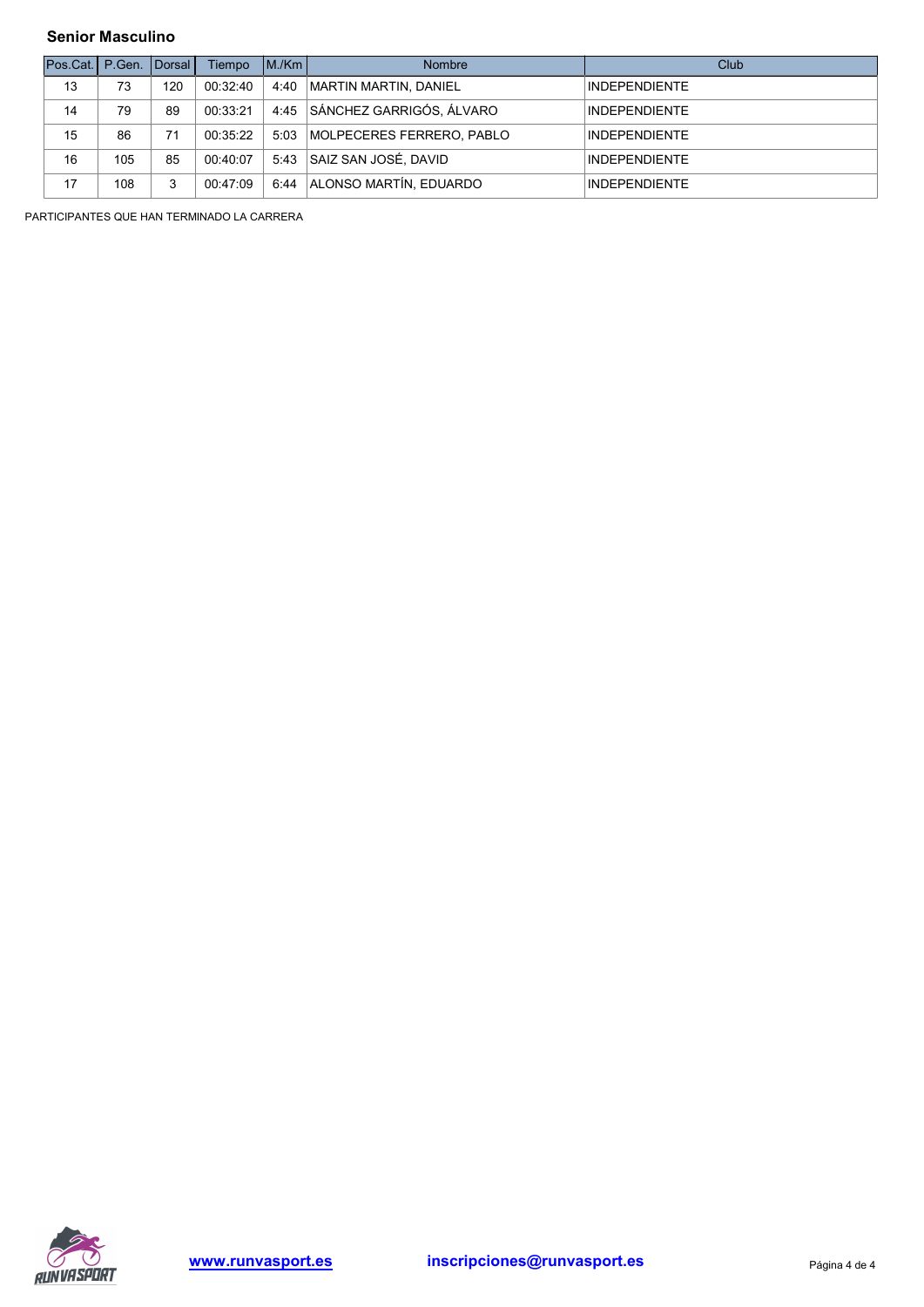### Senior Masculino

| Pos.Cat. | P.Gen. | Dorsal | Tiempo | M./Km | Nombre | Club |
|---|---|---|---|---|---|---|
| 13 | 73 | 120 | 00:32:40 | 4:40 | MARTIN MARTIN, DANIEL | INDEPENDIENTE |
| 14 | 79 | 89 | 00:33:21 | 4:45 | SÁNCHEZ GARRIGÓS, ÁLVARO | INDEPENDIENTE |
| 15 | 86 | 71 | 00:35:22 | 5:03 | MOLPECERES FERRERO, PABLO | INDEPENDIENTE |
| 16 | 105 | 85 | 00:40:07 | 5:43 | SAIZ SAN JOSÉ, DAVID | INDEPENDIENTE |
| 17 | 108 | 3 | 00:47:09 | 6:44 | ALONSO MARTÍN, EDUARDO | INDEPENDIENTE |

PARTICIPANTES QUE HAN TERMINADO LA CARRERA

**www.runvasport.es** **inscripciones@runvasport.es**